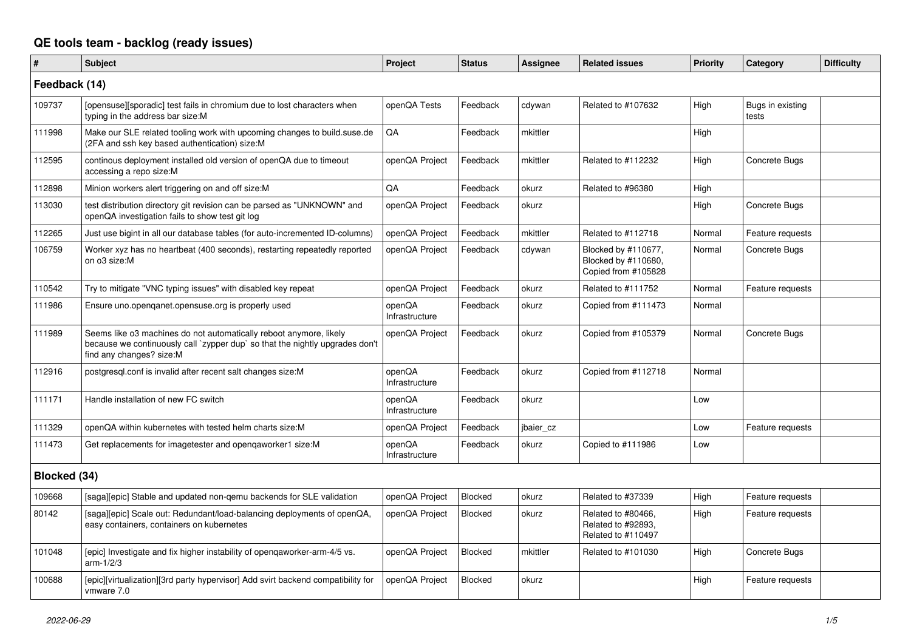# QE tools team - backlog (ready issues)

| # | Subject | Project | Status | Assignee | Related issues | Priority | Category | Difficulty |
|---|---|---|---|---|---|---|---|---|
| **Feedback (14)** | | | | | | | | |
| 109737 | [opensuse][sporadic] test fails in chromium due to lost characters when typing in the address bar size:M | openQA Tests | Feedback | cdywan | Related to #107632 | High | Bugs in existing tests | |
| 111998 | Make our SLE related tooling work with upcoming changes to build.suse.de (2FA and ssh key based authentication) size:M | QA | Feedback | mkittler | | High | | |
| 112595 | continous deployment installed old version of openQA due to timeout accessing a repo size:M | openQA Project | Feedback | mkittler | Related to #112232 | High | Concrete Bugs | |
| 112898 | Minion workers alert triggering on and off size:M | QA | Feedback | okurz | Related to #96380 | High | | |
| 113030 | test distribution directory git revision can be parsed as "UNKNOWN" and openQA investigation fails to show test git log | openQA Project | Feedback | okurz | | High | Concrete Bugs | |
| 112265 | Just use bigint in all our database tables (for auto-incremented ID-columns) | openQA Project | Feedback | mkittler | Related to #112718 | Normal | Feature requests | |
| 106759 | Worker xyz has no heartbeat (400 seconds), restarting repeatedly reported on o3 size:M | openQA Project | Feedback | cdywan | Blocked by #110677, Blocked by #110680, Copied from #105828 | Normal | Concrete Bugs | |
| 110542 | Try to mitigate "VNC typing issues" with disabled key repeat | openQA Project | Feedback | okurz | Related to #111752 | Normal | Feature requests | |
| 111986 | Ensure uno.openqanet.opensuse.org is properly used | openQA Infrastructure | Feedback | okurz | Copied from #111473 | Normal | | |
| 111989 | Seems like o3 machines do not automatically reboot anymore, likely because we continuously call `zypper dup` so that the nightly upgrades don't find any changes? size:M | openQA Project | Feedback | okurz | Copied from #105379 | Normal | Concrete Bugs | |
| 112916 | postgresql.conf is invalid after recent salt changes size:M | openQA Infrastructure | Feedback | okurz | Copied from #112718 | Normal | | |
| 111171 | Handle installation of new FC switch | openQA Infrastructure | Feedback | okurz | | Low | | |
| 111329 | openQA within kubernetes with tested helm charts size:M | openQA Project | Feedback | jbaier_cz | | Low | Feature requests | |
| 111473 | Get replacements for imagetester and openqaworker1 size:M | openQA Infrastructure | Feedback | okurz | Copied to #111986 | Low | | |
| **Blocked (34)** | | | | | | | | |
| 109668 | [saga][epic] Stable and updated non-qemu backends for SLE validation | openQA Project | Blocked | okurz | Related to #37339 | High | Feature requests | |
| 80142 | [saga][epic] Scale out: Redundant/load-balancing deployments of openQA, easy containers, containers on kubernetes | openQA Project | Blocked | okurz | Related to #80466, Related to #92893, Related to #110497 | High | Feature requests | |
| 101048 | [epic] Investigate and fix higher instability of openqaworker-arm-4/5 vs. arm-1/2/3 | openQA Project | Blocked | mkittler | Related to #101030 | High | Concrete Bugs | |
| 100688 | [epic][virtualization][3rd party hypervisor] Add svirt backend compatibility for vmware 7.0 | openQA Project | Blocked | okurz | | High | Feature requests | |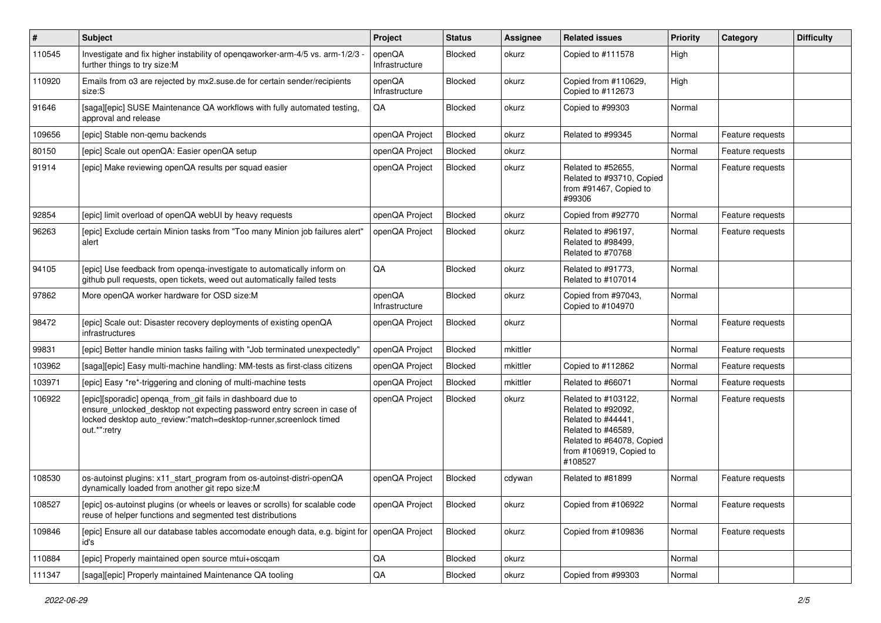| # | Subject | Project | Status | Assignee | Related issues | Priority | Category | Difficulty |
|---|---|---|---|---|---|---|---|---|
| 110545 | Investigate and fix higher instability of openqaworker-arm-4/5 vs. arm-1/2/3 - further things to try size:M | openQA Infrastructure | Blocked | okurz | Copied to #111578 | High | | |
| 110920 | Emails from o3 are rejected by mx2.suse.de for certain sender/recipients size:S | openQA Infrastructure | Blocked | okurz | Copied from #110629, Copied to #112673 | High | | |
| 91646 | [saga][epic] SUSE Maintenance QA workflows with fully automated testing, approval and release | QA | Blocked | okurz | Copied to #99303 | Normal | | |
| 109656 | [epic] Stable non-qemu backends | openQA Project | Blocked | okurz | Related to #99345 | Normal | Feature requests | |
| 80150 | [epic] Scale out openQA: Easier openQA setup | openQA Project | Blocked | okurz | | Normal | Feature requests | |
| 91914 | [epic] Make reviewing openQA results per squad easier | openQA Project | Blocked | okurz | Related to #52655, Related to #93710, Copied from #91467, Copied to #99306 | Normal | Feature requests | |
| 92854 | [epic] limit overload of openQA webUI by heavy requests | openQA Project | Blocked | okurz | Copied from #92770 | Normal | Feature requests | |
| 96263 | [epic] Exclude certain Minion tasks from "Too many Minion job failures alert" alert | openQA Project | Blocked | okurz | Related to #96197, Related to #98499, Related to #70768 | Normal | Feature requests | |
| 94105 | [epic] Use feedback from openqa-investigate to automatically inform on github pull requests, open tickets, weed out automatically failed tests | QA | Blocked | okurz | Related to #91773, Related to #107014 | Normal | | |
| 97862 | More openQA worker hardware for OSD size:M | openQA Infrastructure | Blocked | okurz | Copied from #97043, Copied to #104970 | Normal | | |
| 98472 | [epic] Scale out: Disaster recovery deployments of existing openQA infrastructures | openQA Project | Blocked | okurz | | Normal | Feature requests | |
| 99831 | [epic] Better handle minion tasks failing with "Job terminated unexpectedly" | openQA Project | Blocked | mkittler | | Normal | Feature requests | |
| 103962 | [saga][epic] Easy multi-machine handling: MM-tests as first-class citizens | openQA Project | Blocked | mkittler | Copied to #112862 | Normal | Feature requests | |
| 103971 | [epic] Easy *re*-triggering and cloning of multi-machine tests | openQA Project | Blocked | mkittler | Related to #66071 | Normal | Feature requests | |
| 106922 | [epic][sporadic] openqa_from_git fails in dashboard due to ensure_unlocked_desktop not expecting password entry screen in case of locked desktop auto_review:"match=desktop-runner,screenlock timed out.*":retry | openQA Project | Blocked | okurz | Related to #103122, Related to #92092, Related to #44441, Related to #46589, Related to #64078, Copied from #106919, Copied to #108527 | Normal | Feature requests | |
| 108530 | os-autoinst plugins: x11_start_program from os-autoinst-distri-openQA dynamically loaded from another git repo size:M | openQA Project | Blocked | cdywan | Related to #81899 | Normal | Feature requests | |
| 108527 | [epic] os-autoinst plugins (or wheels or leaves or scrolls) for scalable code reuse of helper functions and segmented test distributions | openQA Project | Blocked | okurz | Copied from #106922 | Normal | Feature requests | |
| 109846 | [epic] Ensure all our database tables accomodate enough data, e.g. bigint for id's | openQA Project | Blocked | okurz | Copied from #109836 | Normal | Feature requests | |
| 110884 | [epic] Properly maintained open source mtui+oscqam | QA | Blocked | okurz | | Normal | | |
| 111347 | [saga][epic] Properly maintained Maintenance QA tooling | QA | Blocked | okurz | Copied from #99303 | Normal | | |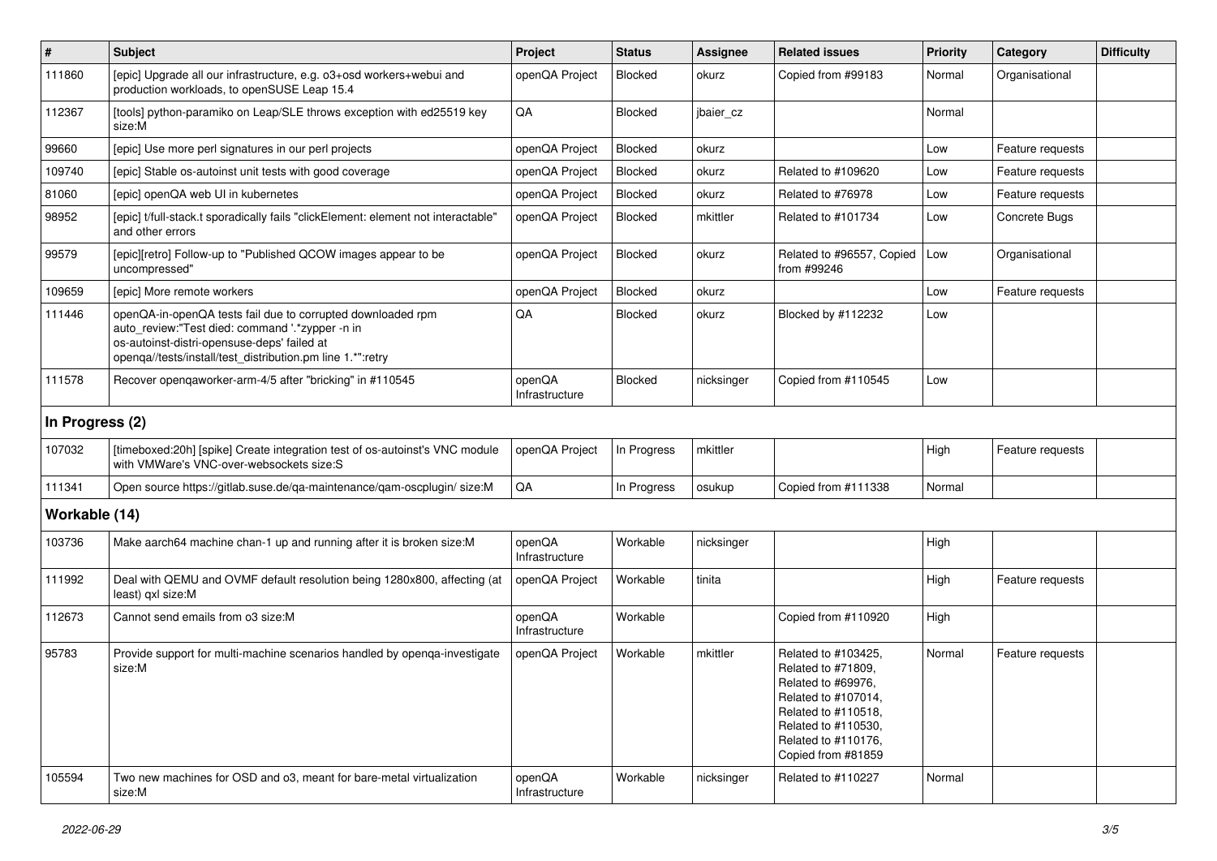| # | Subject | Project | Status | Assignee | Related issues | Priority | Category | Difficulty |
|---|---|---|---|---|---|---|---|---|
| 111860 | [epic] Upgrade all our infrastructure, e.g. o3+osd workers+webui and production workloads, to openSUSE Leap 15.4 | openQA Project | Blocked | okurz | Copied from #99183 | Normal | Organisational | |
| 112367 | [tools] python-paramiko on Leap/SLE throws exception with ed25519 key size:M | QA | Blocked | jbaier_cz | | Normal | | |
| 99660 | [epic] Use more perl signatures in our perl projects | openQA Project | Blocked | okurz | | Low | Feature requests | |
| 109740 | [epic] Stable os-autoinst unit tests with good coverage | openQA Project | Blocked | okurz | Related to #109620 | Low | Feature requests | |
| 81060 | [epic] openQA web UI in kubernetes | openQA Project | Blocked | okurz | Related to #76978 | Low | Feature requests | |
| 98952 | [epic] t/full-stack.t sporadically fails "clickElement: element not interactable" and other errors | openQA Project | Blocked | mkittler | Related to #101734 | Low | Concrete Bugs | |
| 99579 | [epic][retro] Follow-up to "Published QCOW images appear to be uncompressed" | openQA Project | Blocked | okurz | Related to #96557, Copied from #99246 | Low | Organisational | |
| 109659 | [epic] More remote workers | openQA Project | Blocked | okurz | | Low | Feature requests | |
| 111446 | openQA-in-openQA tests fail due to corrupted downloaded rpm auto_review:"Test died: command '.*zypper -n in os-autoinst-distri-opensuse-deps' failed at openqa//tests/install/test_distribution.pm line 1.*":retry | QA | Blocked | okurz | Blocked by #112232 | Low | | |
| 111578 | Recover openqaworker-arm-4/5 after "bricking" in #110545 | openQA Infrastructure | Blocked | nicksinger | Copied from #110545 | Low | | |
| **In Progress (2)** | | | | | | | | |
| 107032 | [timeboxed:20h] [spike] Create integration test of os-autoinst's VNC module with VMWare's VNC-over-websockets size:S | openQA Project | In Progress | mkittler | | High | Feature requests | |
| 111341 | Open source https://gitlab.suse.de/qa-maintenance/qam-oscplugin/ size:M | QA | In Progress | osukup | Copied from #111338 | Normal | | |
| **Workable (14)** | | | | | | | | |
| 103736 | Make aarch64 machine chan-1 up and running after it is broken size:M | openQA Infrastructure | Workable | nicksinger | | High | | |
| 111992 | Deal with QEMU and OVMF default resolution being 1280x800, affecting (at least) qxl size:M | openQA Project | Workable | tinita | | High | Feature requests | |
| 112673 | Cannot send emails from o3 size:M | openQA Infrastructure | Workable | | Copied from #110920 | High | | |
| 95783 | Provide support for multi-machine scenarios handled by openqa-investigate size:M | openQA Project | Workable | mkittler | Related to #103425, Related to #71809, Related to #69976, Related to #107014, Related to #110518, Related to #110530, Related to #110176, Copied from #81859 | Normal | Feature requests | |
| 105594 | Two new machines for OSD and o3, meant for bare-metal virtualization size:M | openQA Infrastructure | Workable | nicksinger | Related to #110227 | Normal | | |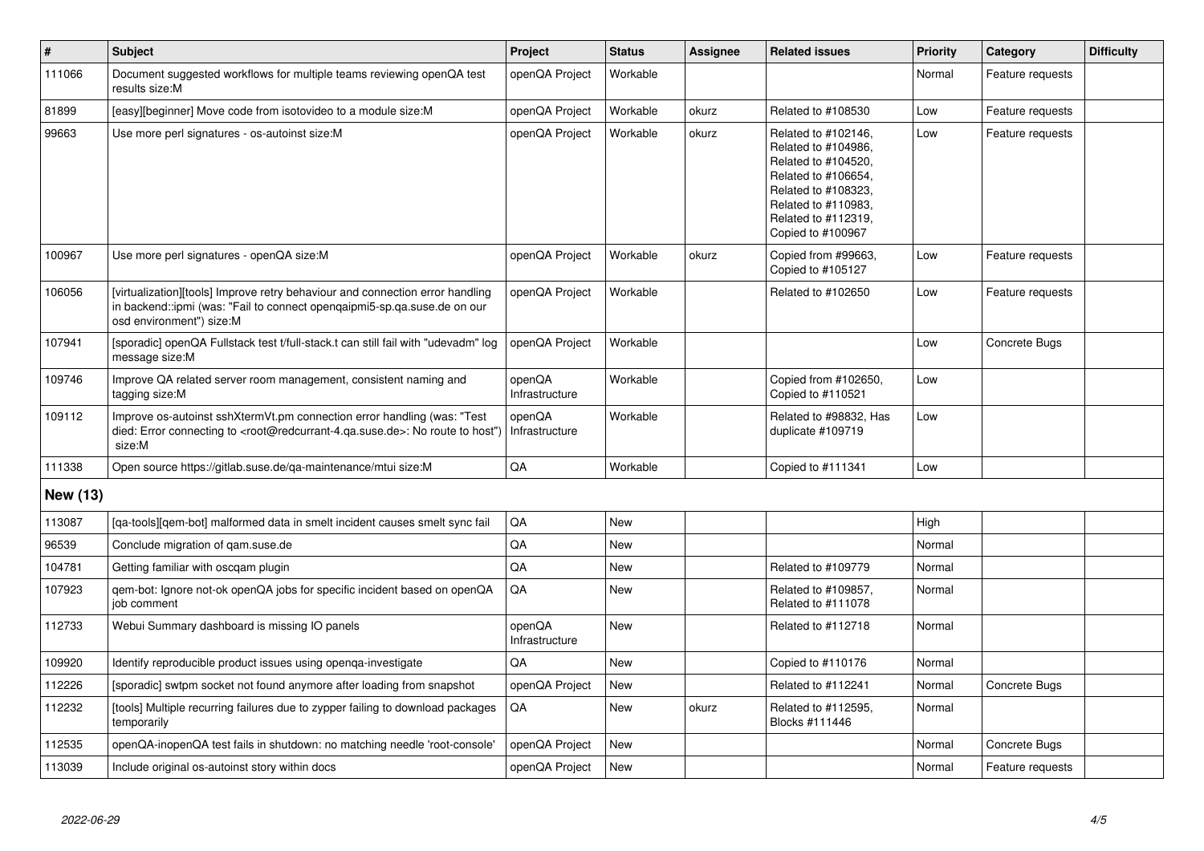| # | Subject | Project | Status | Assignee | Related issues | Priority | Category | Difficulty |
|---|---|---|---|---|---|---|---|---|
| 111066 | Document suggested workflows for multiple teams reviewing openQA test results size:M | openQA Project | Workable | | | Normal | Feature requests | |
| 81899 | [easy][beginner] Move code from isotovideo to a module size:M | openQA Project | Workable | okurz | Related to #108530 | Low | Feature requests | |
| 99663 | Use more perl signatures - os-autoinst size:M | openQA Project | Workable | okurz | Related to #102146, Related to #104986, Related to #104520, Related to #106654, Related to #108323, Related to #110983, Related to #112319, Copied to #100967 | Low | Feature requests | |
| 100967 | Use more perl signatures - openQA size:M | openQA Project | Workable | okurz | Copied from #99663, Copied to #105127 | Low | Feature requests | |
| 106056 | [virtualization][tools] Improve retry behaviour and connection error handling in backend::ipmi (was: "Fail to connect openqaipmi5-sp.qa.suse.de on our osd environment") size:M | openQA Project | Workable | | Related to #102650 | Low | Feature requests | |
| 107941 | [sporadic] openQA Fullstack test t/full-stack.t can still fail with "udevadm" log message size:M | openQA Project | Workable | | | Low | Concrete Bugs | |
| 109746 | Improve QA related server room management, consistent naming and tagging size:M | openQA Infrastructure | Workable | | Copied from #102650, Copied to #110521 | Low | | |
| 109112 | Improve os-autoinst sshXtermVt.pm connection error handling (was: "Test died: Error connecting to <root@redcurrant-4.qa.suse.de>: No route to host") size:M | openQA Infrastructure | Workable | | Related to #98832, Has duplicate #109719 | Low | | |
| 111338 | Open source https://gitlab.suse.de/qa-maintenance/mtui size:M | QA | Workable | | Copied to #111341 | Low | | |
| **New (13)** | | | | | | | | |
| 113087 | [qa-tools][qem-bot] malformed data in smelt incident causes smelt sync fail | QA | New | | | High | | |
| 96539 | Conclude migration of qam.suse.de | QA | New | | | Normal | | |
| 104781 | Getting familiar with oscqam plugin | QA | New | | Related to #109779 | Normal | | |
| 107923 | qem-bot: Ignore not-ok openQA jobs for specific incident based on openQA job comment | QA | New | | Related to #109857, Related to #111078 | Normal | | |
| 112733 | Webui Summary dashboard is missing IO panels | openQA Infrastructure | New | | Related to #112718 | Normal | | |
| 109920 | Identify reproducible product issues using openqa-investigate | QA | New | | Copied to #110176 | Normal | | |
| 112226 | [sporadic] swtpm socket not found anymore after loading from snapshot | openQA Project | New | | Related to #112241 | Normal | Concrete Bugs | |
| 112232 | [tools] Multiple recurring failures due to zypper failing to download packages temporarily | QA | New | okurz | Related to #112595, Blocks #111446 | Normal | | |
| 112535 | openQA-inopenQA test fails in shutdown: no matching needle 'root-console' | openQA Project | New | | | Normal | Concrete Bugs | |
| 113039 | Include original os-autoinst story within docs | openQA Project | New | | | Normal | Feature requests | |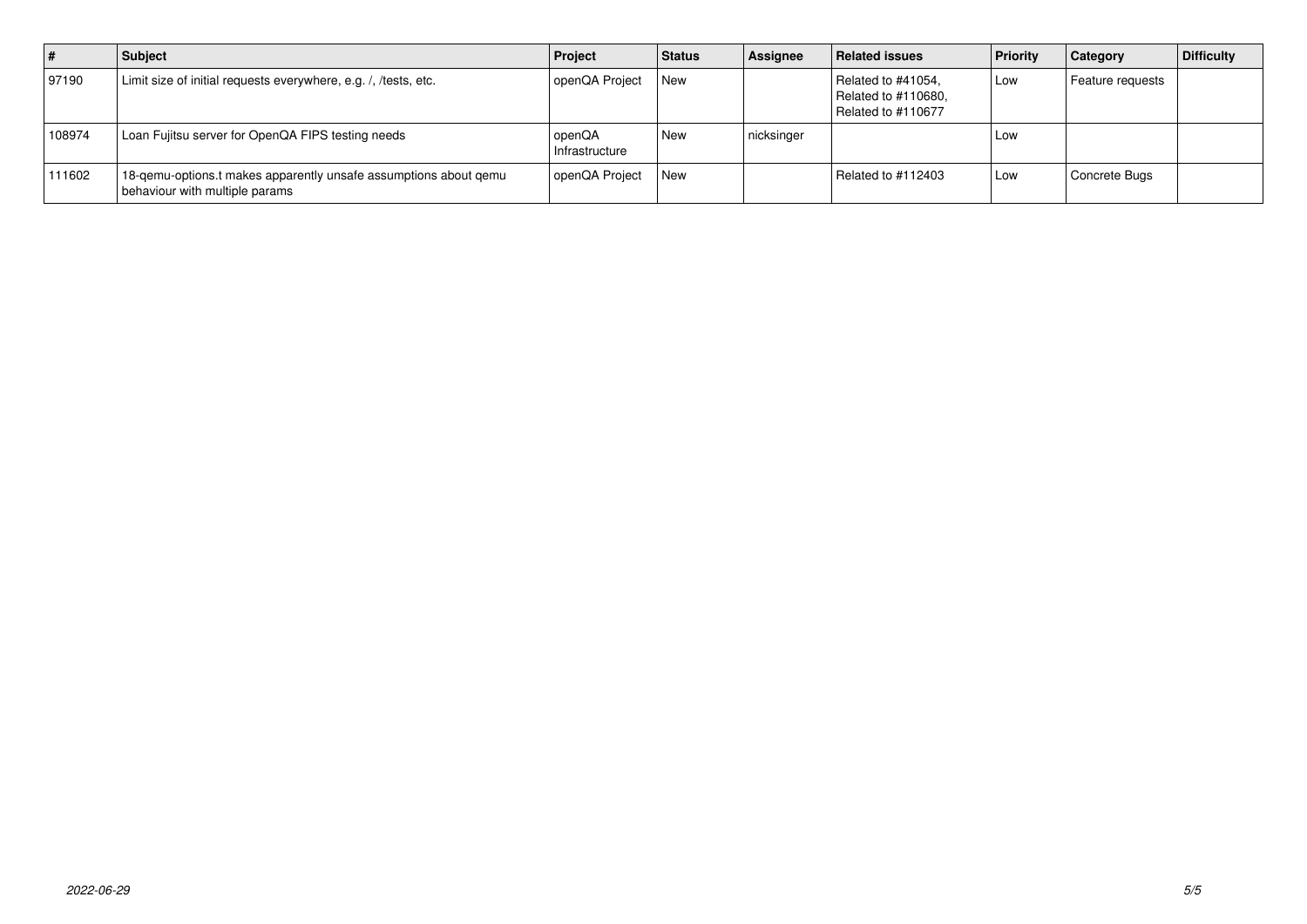| # | Subject | Project | Status | Assignee | Related issues | Priority | Category | Difficulty |
|---|---|---|---|---|---|---|---|---|
| 97190 | Limit size of initial requests everywhere, e.g. /, /tests, etc. | openQA Project | New | | Related to #41054, Related to #110680, Related to #110677 | Low | Feature requests | |
| 108974 | Loan Fujitsu server for OpenQA FIPS testing needs | openQA Infrastructure | New | nicksinger | | Low | | |
| 111602 | 18-qemu-options.t makes apparently unsafe assumptions about qemu behaviour with multiple params | openQA Project | New | | Related to #112403 | Low | Concrete Bugs | |